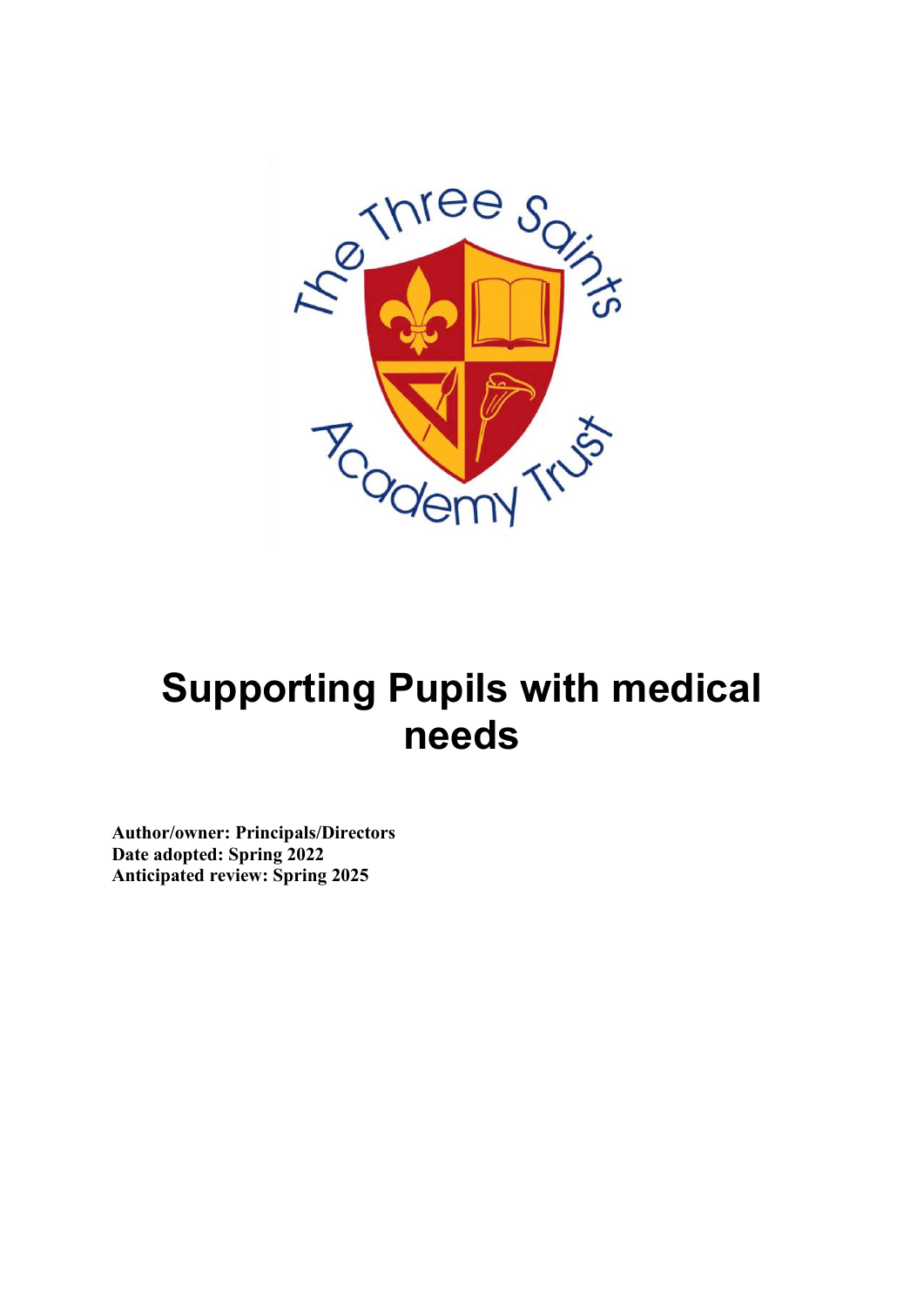# Supporting Pupils with medical needs

**Author/owner: Principals/Directors**
**Date adopted: Spring 2022**
**Anticipated review: Spring 2025**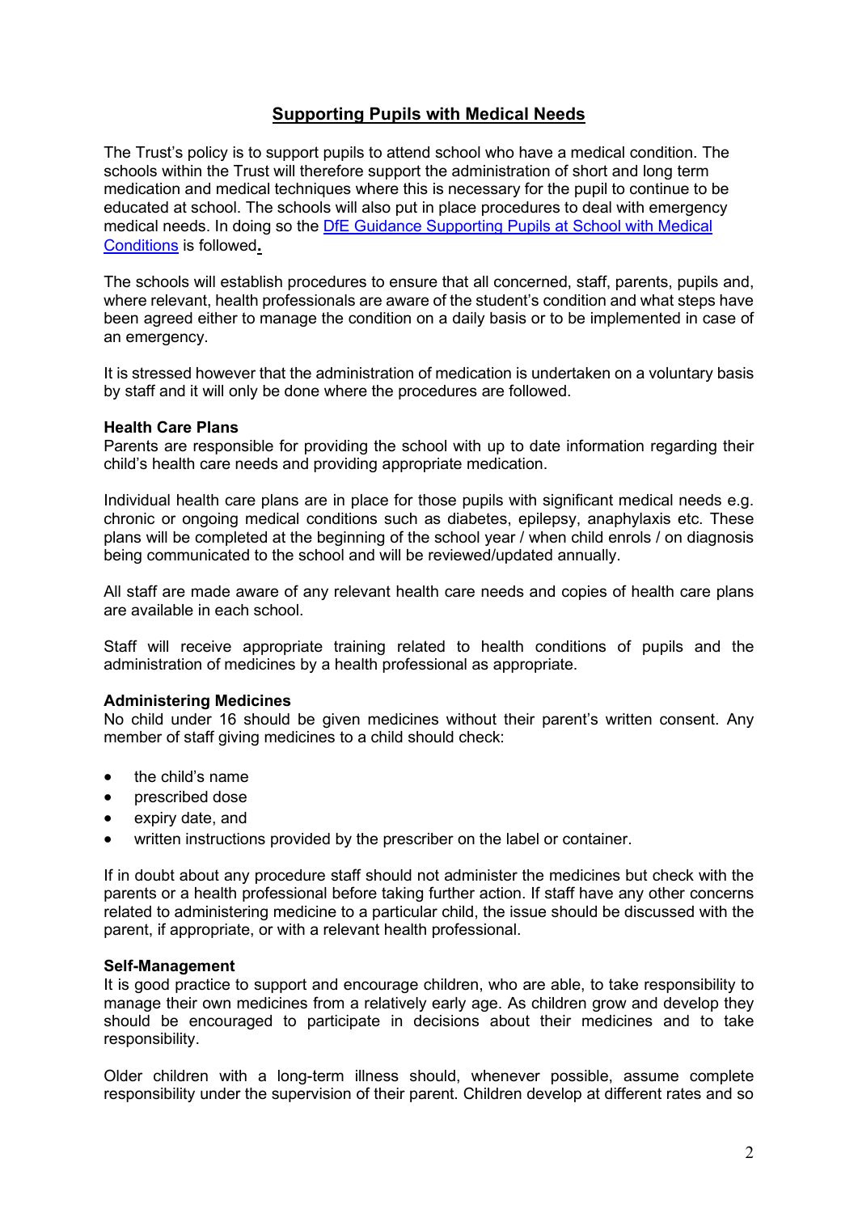## Supporting Pupils with Medical Needs

The Trust's policy is to support pupils to attend school who have a medical condition. The schools within the Trust will therefore support the administration of short and long term medication and medical techniques where this is necessary for the pupil to continue to be educated at school. The schools will also put in place procedures to deal with emergency medical needs. In doing so the [DfE Guidance Supporting Pupils at School with Medical Conditions]() is followed**.**

The schools will establish procedures to ensure that all concerned, staff, parents, pupils and, where relevant, health professionals are aware of the student's condition and what steps have been agreed either to manage the condition on a daily basis or to be implemented in case of an emergency.

It is stressed however that the administration of medication is undertaken on a voluntary basis by staff and it will only be done where the procedures are followed.

**Health Care Plans**

Parents are responsible for providing the school with up to date information regarding their child's health care needs and providing appropriate medication.

Individual health care plans are in place for those pupils with significant medical needs e.g. chronic or ongoing medical conditions such as diabetes, epilepsy, anaphylaxis etc. These plans will be completed at the beginning of the school year / when child enrols / on diagnosis being communicated to the school and will be reviewed/updated annually.

All staff are made aware of any relevant health care needs and copies of health care plans are available in each school.

Staff will receive appropriate training related to health conditions of pupils and the administration of medicines by a health professional as appropriate.

**Administering Medicines**

No child under 16 should be given medicines without their parent's written consent. Any member of staff giving medicines to a child should check:

- the child's name
- prescribed dose
- expiry date, and
- written instructions provided by the prescriber on the label or container.

If in doubt about any procedure staff should not administer the medicines but check with the parents or a health professional before taking further action. If staff have any other concerns related to administering medicine to a particular child, the issue should be discussed with the parent, if appropriate, or with a relevant health professional.

**Self-Management**

It is good practice to support and encourage children, who are able, to take responsibility to manage their own medicines from a relatively early age. As children grow and develop they should be encouraged to participate in decisions about their medicines and to take responsibility.

Older children with a long-term illness should, whenever possible, assume complete responsibility under the supervision of their parent. Children develop at different rates and so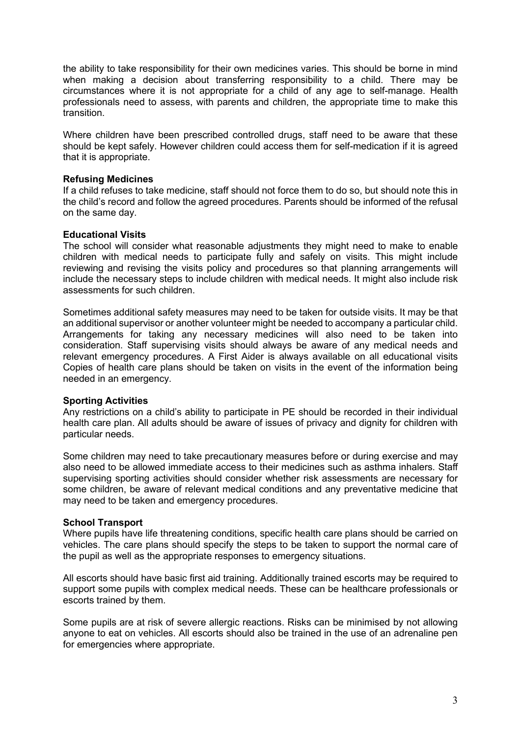the ability to take responsibility for their own medicines varies. This should be borne in mind when making a decision about transferring responsibility to a child. There may be circumstances where it is not appropriate for a child of any age to self-manage. Health professionals need to assess, with parents and children, the appropriate time to make this transition.

Where children have been prescribed controlled drugs, staff need to be aware that these should be kept safely. However children could access them for self-medication if it is agreed that it is appropriate.

**Refusing Medicines**

If a child refuses to take medicine, staff should not force them to do so, but should note this in the child's record and follow the agreed procedures. Parents should be informed of the refusal on the same day.

**Educational Visits**

The school will consider what reasonable adjustments they might need to make to enable children with medical needs to participate fully and safely on visits. This might include reviewing and revising the visits policy and procedures so that planning arrangements will include the necessary steps to include children with medical needs. It might also include risk assessments for such children.

Sometimes additional safety measures may need to be taken for outside visits. It may be that an additional supervisor or another volunteer might be needed to accompany a particular child. Arrangements for taking any necessary medicines will also need to be taken into consideration. Staff supervising visits should always be aware of any medical needs and relevant emergency procedures. A First Aider is always available on all educational visits Copies of health care plans should be taken on visits in the event of the information being needed in an emergency.

**Sporting Activities**

Any restrictions on a child's ability to participate in PE should be recorded in their individual health care plan. All adults should be aware of issues of privacy and dignity for children with particular needs.

Some children may need to take precautionary measures before or during exercise and may also need to be allowed immediate access to their medicines such as asthma inhalers. Staff supervising sporting activities should consider whether risk assessments are necessary for some children, be aware of relevant medical conditions and any preventative medicine that may need to be taken and emergency procedures.

**School Transport**

Where pupils have life threatening conditions, specific health care plans should be carried on vehicles. The care plans should specify the steps to be taken to support the normal care of the pupil as well as the appropriate responses to emergency situations.

All escorts should have basic first aid training. Additionally trained escorts may be required to support some pupils with complex medical needs. These can be healthcare professionals or escorts trained by them.

Some pupils are at risk of severe allergic reactions. Risks can be minimised by not allowing anyone to eat on vehicles. All escorts should also be trained in the use of an adrenaline pen for emergencies where appropriate.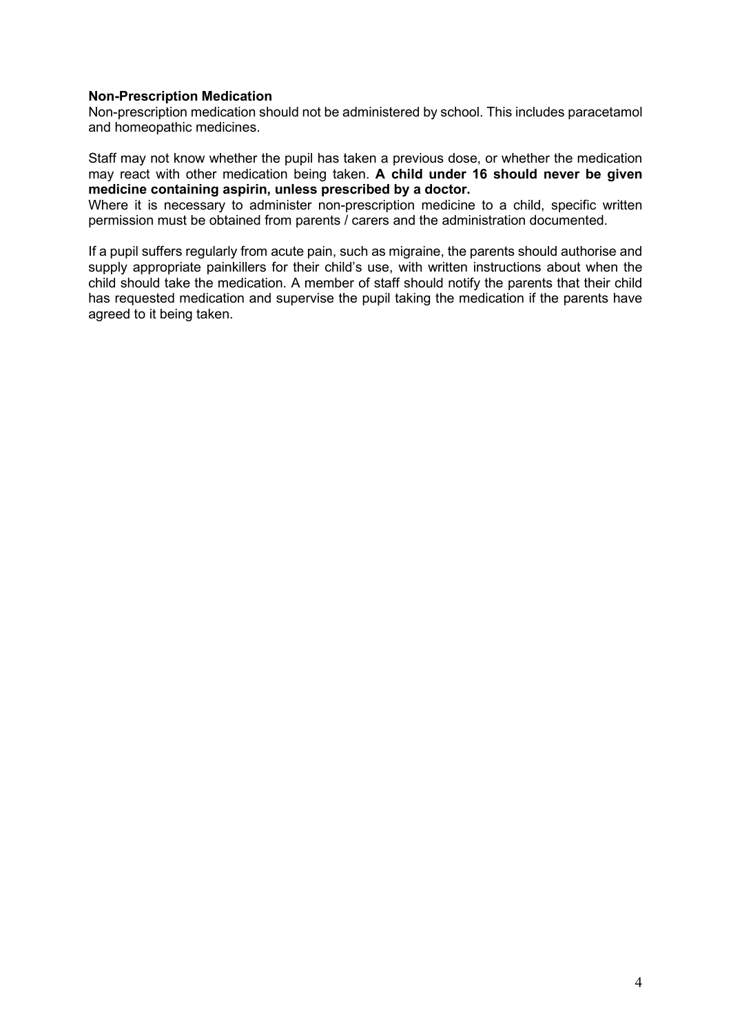**Non-Prescription Medication**

Non-prescription medication should not be administered by school. This includes paracetamol and homeopathic medicines.

Staff may not know whether the pupil has taken a previous dose, or whether the medication may react with other medication being taken. **A child under 16 should never be given medicine containing aspirin, unless prescribed by a doctor.**

Where it is necessary to administer non-prescription medicine to a child, specific written permission must be obtained from parents / carers and the administration documented.

If a pupil suffers regularly from acute pain, such as migraine, the parents should authorise and supply appropriate painkillers for their child's use, with written instructions about when the child should take the medication. A member of staff should notify the parents that their child has requested medication and supervise the pupil taking the medication if the parents have agreed to it being taken.